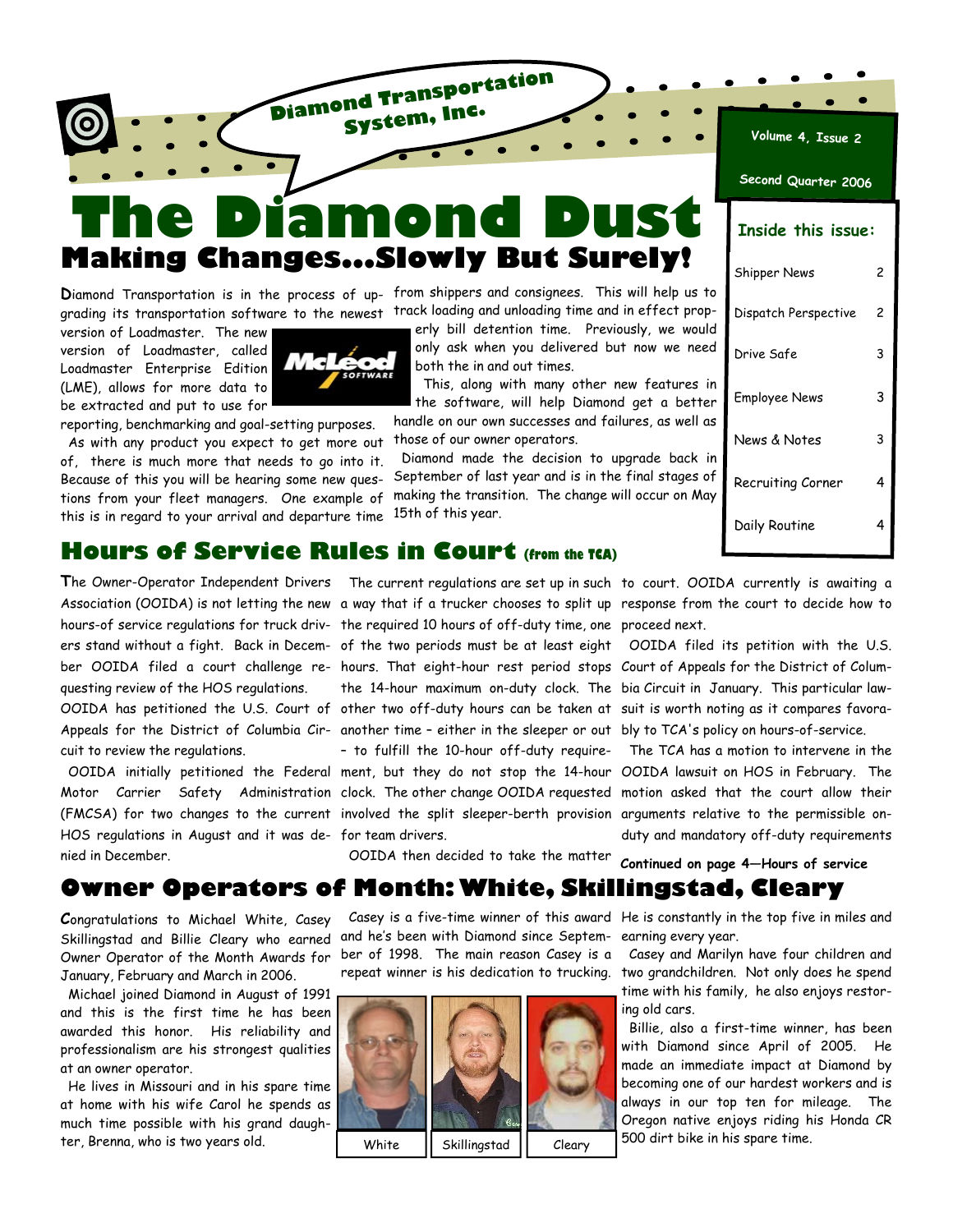Diamond Transportation System, Inc.

Volume 4, Issue 2

Second Quarter 2006

# The Diamond Dust

**Inside this issue:**

| | |
|---|---|
| Shipper News | 2 |
| Dispatch Perspective | 2 |
| Drive Safe | 3 |
| Employee News | 3 |
| News & Notes | 3 |
| Recruiting Corner | 4 |
| Daily Routine | 4 |

## Making Changes...Slowly But Surely!

Diamond Transportation is in the process of upgrading its transportation software to the newest version of Loadmaster. The new version of Loadmaster, called Loadmaster Enterprise Edition (LME), allows for more data to be extracted and put to use for reporting, benchmarking and goal-setting purposes.

As with any product you expect to get more out of, there is much more that needs to go into it. Because of this you will be hearing some new questions from your fleet managers. One example of this is in regard to your arrival and departure time from shippers and consignees. This will help us to track loading and unloading time and in effect properly bill detention time. Previously, we would only ask when you delivered but now we need both the in and out times.

This, along with many other new features in the software, will help Diamond get a better handle on our own successes and failures, as well as those of our owner operators.

Diamond made the decision to upgrade back in September of last year and is in the final stages of making the transition. The change will occur on May 15th of this year.

## Hours of Service Rules in Court (from the TCA)

The Owner-Operator Independent Drivers Association (OOIDA) is not letting the new hours-of service regulations for truck drivers stand without a fight. Back in December OOIDA filed a court challenge requesting review of the HOS regulations. OOIDA has petitioned the U.S. Court of Appeals for the District of Columbia Circuit to review the regulations.

OOIDA initially petitioned the Federal Motor Carrier Safety Administration (FMCSA) for two changes to the current HOS regulations in August and it was denied in December.

The current regulations are set up in such a way that if a trucker chooses to split up the required 10 hours of off-duty time, one of the two periods must be at least eight hours. That eight-hour rest period stops the 14-hour maximum on-duty clock. The other two off-duty hours can be taken at another time – either in the sleeper or out – to fulfill the 10-hour off-duty requirement, but they do not stop the 14-hour clock. The other change OOIDA requested involved the split sleeper-berth provision for team drivers.

OOIDA then decided to take the matter to court. OOIDA currently is awaiting a response from the court to decide how to proceed next.

OOIDA filed its petition with the U.S. Court of Appeals for the District of Columbia Circuit in January. This particular lawsuit is worth noting as it compares favorably to TCA's policy on hours-of-service.

The TCA has a motion to intervene in the OOIDA lawsuit on HOS in February. The motion asked that the court allow their arguments relative to the permissible on-duty and mandatory off-duty requirements

**Continued on page 4—Hours of service**

## Owner Operators of Month: White, Skillingstad, Cleary

Congratulations to Michael White, Casey Skillingstad and Billie Cleary who earned Owner Operator of the Month Awards for January, February and March in 2006.

Michael joined Diamond in August of 1991 and this is the first time he has been awarded this honor. His reliability and professionalism are his strongest qualities at an owner operator.

He lives in Missouri and in his spare time at home with his wife Carol he spends as much time possible with his grand daughter, Brenna, who is two years old.

Casey is a five-time winner of this award and he's been with Diamond since September of 1998. The main reason Casey is a repeat winner is his dedication to trucking. He is constantly in the top five in miles and earning every year.

White | Skillingstad | Cleary

Casey and Marilyn have four children and two grandchildren. Not only does he spend time with his family, he also enjoys restoring old cars.

Billie, also a first-time winner, has been with Diamond since April of 2005. He made an immediate impact at Diamond by becoming one of our hardest workers and is always in our top ten for mileage. The Oregon native enjoys riding his Honda CR 500 dirt bike in his spare time.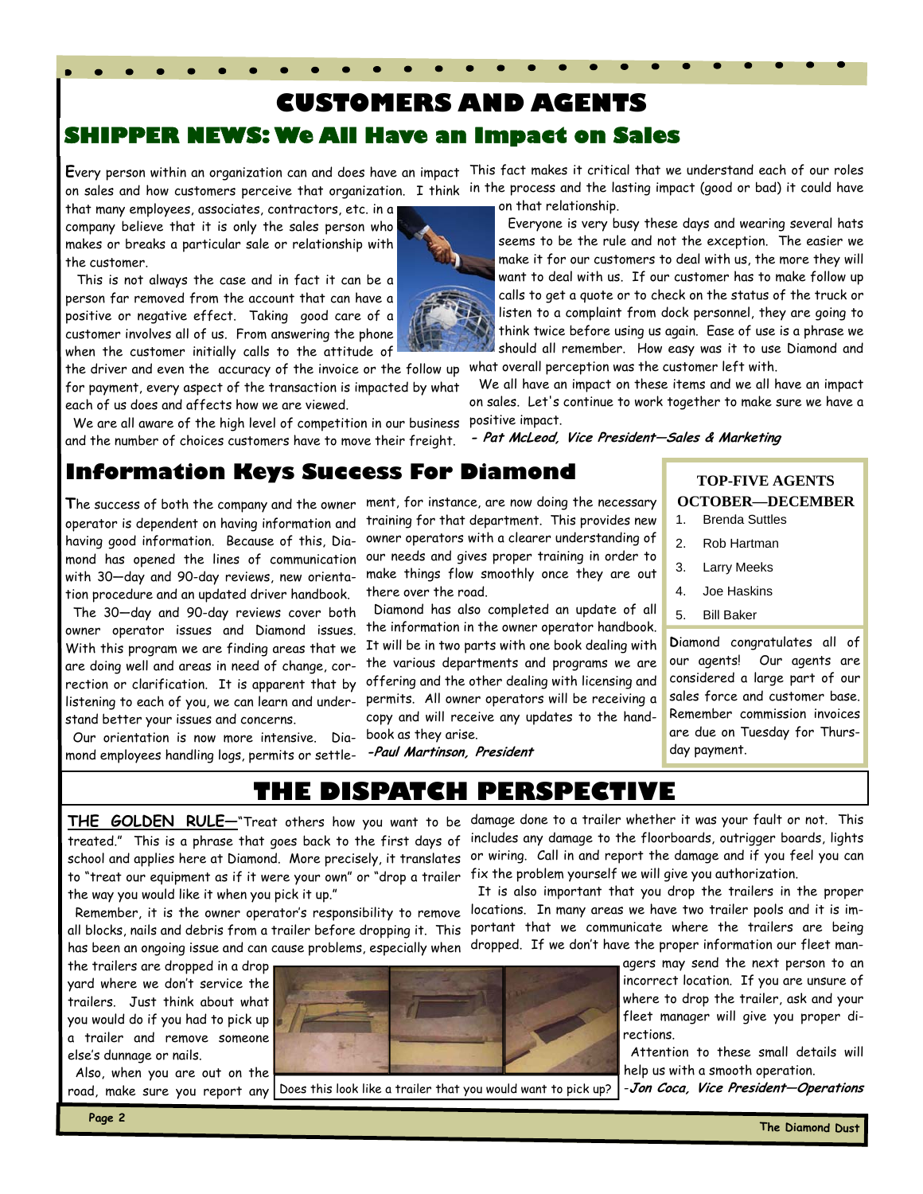# CUSTOMERS AND AGENTS

## SHIPPER NEWS: We All Have an Impact on Sales

Every person within an organization can and does have an impact on sales and how customers perceive that organization. I think that many employees, associates, contractors, etc. in a company believe that it is only the sales person who makes or breaks a particular sale or relationship with the customer.

This is not always the case and in fact it can be a person far removed from the account that can have a positive or negative effect. Taking good care of a customer involves all of us. From answering the phone when the customer initially calls to the attitude of the driver and even the accuracy of the invoice or the follow up for payment, every aspect of the transaction is impacted by what each of us does and affects how we are viewed.

We are all aware of the high level of competition in our business and the number of choices customers have to move their freight. This fact makes it critical that we understand each of our roles in the process and the lasting impact (good or bad) it could have on that relationship.

Everyone is very busy these days and wearing several hats seems to be the rule and not the exception. The easier we make it for our customers to deal with us, the more they will want to deal with us. If our customer has to make follow up calls to get a quote or to check on the status of the truck or listen to a complaint from dock personnel, they are going to think twice before using us again. Ease of use is a phrase we should all remember. How easy was it to use Diamond and what overall perception was the customer left with.

We all have an impact on these items and we all have an impact on sales. Let's continue to work together to make sure we have a positive impact.

***- Pat McLeod, Vice President—Sales & Marketing***

## Information Keys Success For Diamond

The success of both the company and the owner operator is dependent on having information and having good information. Because of this, Diamond has opened the lines of communication with 30—day and 90-day reviews, new orientation procedure and an updated driver handbook.

The 30—day and 90-day reviews cover both owner operator issues and Diamond issues. With this program we are finding areas that we are doing well and areas in need of change, correction or clarification. It is apparent that by listening to each of you, we can learn and understand better your issues and concerns.

Our orientation is now more intensive. Diamond employees handling logs, permits or settlement, for instance, are now doing the necessary training for that department. This provides new owner operators with a clearer understanding of our needs and gives proper training in order to make things flow smoothly once they are out there over the road.

Diamond has also completed an update of all the information in the owner operator handbook. It will be in two parts with one book dealing with the various departments and programs we are offering and the other dealing with licensing and permits. All owner operators will be receiving a copy and will receive any updates to the handbook as they arise.

***-Paul Martinson, President***

### TOP-FIVE AGENTS OCTOBER—DECEMBER

1. Brenda Suttles
2. Rob Hartman
3. Larry Meeks
4. Joe Haskins
5. Bill Baker

Diamond congratulates all of our agents! Our agents are considered a large part of our sales force and customer base. Remember commission invoices are due on Tuesday for Thursday payment.

# THE DISPATCH PERSPECTIVE

**THE GOLDEN RULE**—"Treat others how you want to be treated." This is a phrase that goes back to the first days of school and applies here at Diamond. More precisely, it translates to "treat our equipment as if it were your own" or "drop a trailer the way you would like it when you pick it up."

Remember, it is the owner operator's responsibility to remove all blocks, nails and debris from a trailer before dropping it. This has been an ongoing issue and can cause problems, especially when the trailers are dropped in a drop yard where we don't service the trailers. Just think about what you would do if you had to pick up a trailer and remove someone else's dunnage or nails.

Also, when you are out on the road, make sure you report any damage done to a trailer whether it was your fault or not. This includes any damage to the floorboards, outrigger boards, lights or wiring. Call in and report the damage and if you feel you can fix the problem yourself we will give you authorization.

It is also important that you drop the trailers in the proper locations. In many areas we have two trailer pools and it is important that we communicate where the trailers are being dropped. If we don't have the proper information our fleet managers may send the next person to an incorrect location. If you are unsure of where to drop the trailer, ask and your fleet manager will give you proper directions.

Attention to these small details will help us with a smooth operation.

*-**Jon Coca, Vice President—Operations***

Does this look like a trailer that you would want to pick up?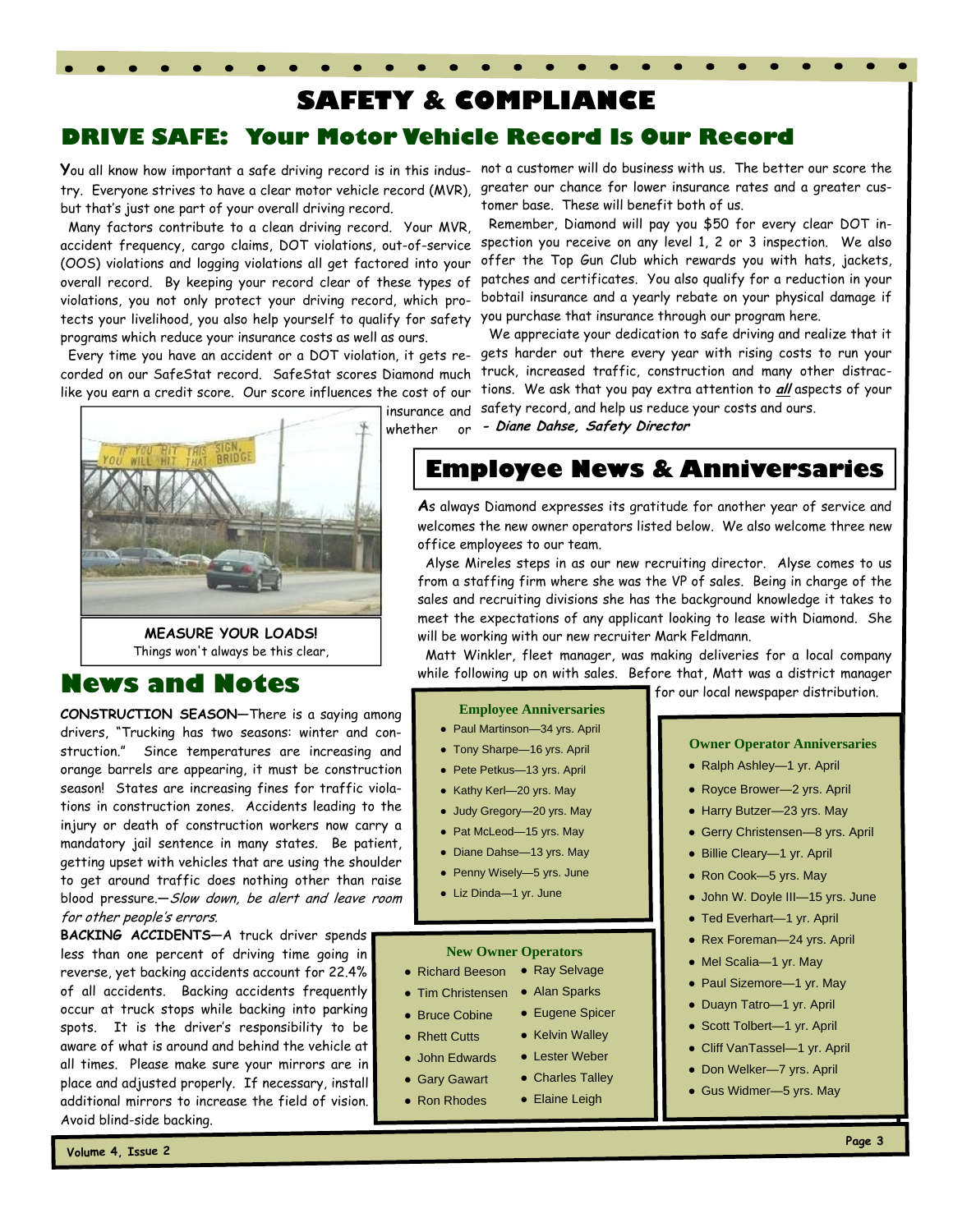# SAFETY & COMPLIANCE

## DRIVE SAFE: Your Motor Vehicle Record Is Our Record

You all know how important a safe driving record is in this industry. Everyone strives to have a clear motor vehicle record (MVR), but that's just one part of your overall driving record.

Many factors contribute to a clean driving record. Your MVR, accident frequency, cargo claims, DOT violations, out-of-service (OOS) violations and logging violations all get factored into your overall record. By keeping your record clear of these types of violations, you not only protect your driving record, which protects your livelihood, you also help yourself to qualify for safety programs which reduce your insurance costs as well as ours.

Every time you have an accident or a DOT violation, it gets recorded on our SafeStat record. SafeStat scores Diamond much like you earn a credit score. Our score influences the cost of our insurance and whether or not a customer will do business with us. The better our score the greater our chance for lower insurance rates and a greater customer base. These will benefit both of us.

Remember, Diamond will pay you $50 for every clear DOT inspection you receive on any level 1, 2 or 3 inspection. We also offer the Top Gun Club which rewards you with hats, jackets, patches and certificates. You also qualify for a reduction in your bobtail insurance and a yearly rebate on your physical damage if you purchase that insurance through our program here.

We appreciate your dedication to safe driving and realize that it gets harder out there every year with rising costs to run your truck, increased traffic, construction and many other distractions. We ask that you pay extra attention to ***all*** aspects of your safety record, and help us reduce your costs and ours.

***- Diane Dahse, Safety Director***

**MEASURE YOUR LOADS!**
Things won't always be this clear,

## News and Notes

**CONSTRUCTION SEASON**—There is a saying among drivers, "Trucking has two seasons: winter and construction." Since temperatures are increasing and orange barrels are appearing, it must be construction season! States are increasing fines for traffic violations in construction zones. Accidents leading to the injury or death of construction workers now carry a mandatory jail sentence in many states. Be patient, getting upset with vehicles that are using the shoulder to get around traffic does nothing other than raise blood pressure.—*Slow down, be alert and leave room for other people's errors.*

**BACKING ACCIDENTS**—A truck driver spends less than one percent of driving time going in reverse, yet backing accidents account for 22.4% of all accidents. Backing accidents frequently occur at truck stops while backing into parking spots. It is the driver's responsibility to be aware of what is around and behind the vehicle at all times. Please make sure your mirrors are in place and adjusted properly. If necessary, install additional mirrors to increase the field of vision. Avoid blind-side backing.

## Employee News & Anniversaries

**A**s always Diamond expresses its gratitude for another year of service and welcomes the new owner operators listed below. We also welcome three new office employees to our team.

Alyse Mireles steps in as our new recruiting director. Alyse comes to us from a staffing firm where she was the VP of sales. Being in charge of the sales and recruiting divisions she has the background knowledge it takes to meet the expectations of any applicant looking to lease with Diamond. She will be working with our new recruiter Mark Feldmann.

Matt Winkler, fleet manager, was making deliveries for a local company while following up on with sales. Before that, Matt was a district manager for our local newspaper distribution.

### Employee Anniversaries

- Paul Martinson—34 yrs. April
- Tony Sharpe—16 yrs. April
- Pete Petkus—13 yrs. April
- Kathy Kerl—20 yrs. May
- Judy Gregory—20 yrs. May
- Pat McLeod—15 yrs. May
- Diane Dahse—13 yrs. May
- Penny Wisely—5 yrs. June
- Liz Dinda—1 yr. June

### New Owner Operators

- Richard Beeson
- Tim Christensen
- Bruce Cobine
- Rhett Cutts
- John Edwards
- Gary Gawart
- Ron Rhodes
- Ray Selvage
- Alan Sparks
- Eugene Spicer
- Kelvin Walley
- Lester Weber
- Charles Talley
- Elaine Leigh

### Owner Operator Anniversaries

- Ralph Ashley—1 yr. April
- Royce Brower—2 yrs. April
- Harry Butzer—23 yrs. May
- Gerry Christensen—8 yrs. April
- Billie Cleary—1 yr. April
- Ron Cook—5 yrs. May
- John W. Doyle III—15 yrs. June
- Ted Everhart—1 yr. April
- Rex Foreman—24 yrs. April
- Mel Scalia—1 yr. May
- Paul Sizemore—1 yr. May
- Duayn Tatro—1 yr. April
- Scott Tolbert—1 yr. April
- Cliff VanTassel—1 yr. April
- Don Welker—7 yrs. April
- Gus Widmer—5 yrs. May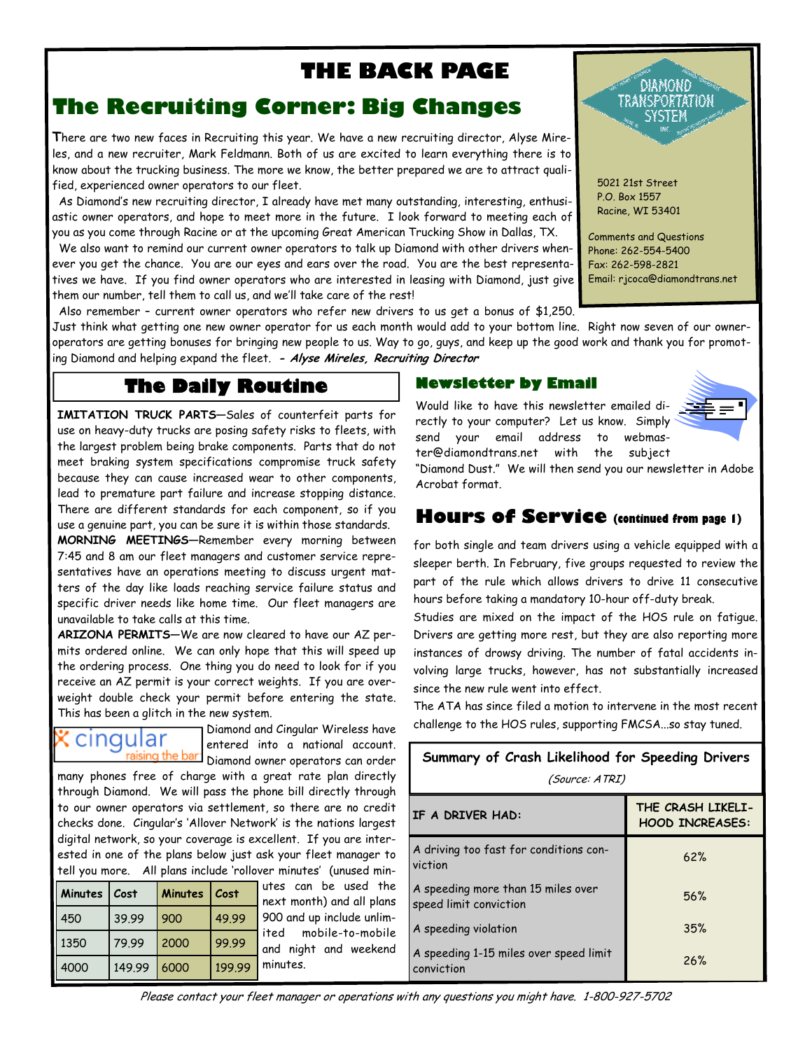# THE BACK PAGE

## The Recruiting Corner: Big Changes

There are two new faces in Recruiting this year. We have a new recruiting director, Alyse Mireles, and a new recruiter, Mark Feldmann. Both of us are excited to learn everything there is to know about the trucking business. The more we know, the better prepared we are to attract qualified, experienced owner operators to our fleet.

As Diamond's new recruiting director, I already have met many outstanding, interesting, enthusiastic owner operators, and hope to meet more in the future. I look forward to meeting each of you as you come through Racine or at the upcoming Great American Trucking Show in Dallas, TX.

We also want to remind our current owner operators to talk up Diamond with other drivers whenever you get the chance. You are our eyes and ears over the road. You are the best representatives we have. If you find owner operators who are interested in leasing with Diamond, just give them our number, tell them to call us, and we'll take care of the rest!

Also remember – current owner operators who refer new drivers to us get a bonus of $1,250. Just think what getting one new owner operator for us each month would add to your bottom line. Right now seven of our owner-operators are getting bonuses for bringing new people to us. Way to go, guys, and keep up the good work and thank you for promoting Diamond and helping expand the fleet. ***- Alyse Mireles, Recruiting Director***

DIAMOND TRANSPORTATION SYSTEM INC.

5021 21st Street
P.O. Box 1557
Racine, WI 53401

Comments and Questions
Phone: 262-554-5400
Fax: 262-598-2821
Email: rjcoca@diamondtrans.net

## The Daily Routine

**IMITATION TRUCK PARTS—**Sales of counterfeit parts for use on heavy-duty trucks are posing safety risks to fleets, with the largest problem being brake components. Parts that do not meet braking system specifications compromise truck safety because they can cause increased wear to other components, lead to premature part failure and increase stopping distance. There are different standards for each component, so if you use a genuine part, you can be sure it is within those standards.

**MORNING MEETINGS—**Remember every morning between 7:45 and 8 am our fleet managers and customer service representatives have an operations meeting to discuss urgent matters of the day like loads reaching service failure status and specific driver needs like home time. Our fleet managers are unavailable to take calls at this time.

**ARIZONA PERMITS—**We are now cleared to have our AZ permits ordered online. We can only hope that this will speed up the ordering process. One thing you do need to look for if you receive an AZ permit is your correct weights. If you are overweight double check your permit before entering the state. This has been a glitch in the new system.

cingular — raising the bar

Diamond and Cingular Wireless have entered into a national account. Diamond owner operators can order many phones free of charge with a great rate plan directly through Diamond. We will pass the phone bill directly through to our owner operators via settlement, so there are no credit checks done. Cingular's 'Allover Network' is the nations largest digital network, so your coverage is excellent. If you are interested in one of the plans below just ask your fleet manager to tell you more. All plans include 'rollover minutes' (unused minutes can be used the next month) and all plans 900 and up include unlimited mobile-to-mobile and night and weekend minutes.

| Minutes | Cost | Minutes | Cost |
|---|---|---|---|
| 450 | 39.99 | 900 | 49.99 |
| 1350 | 79.99 | 2000 | 99.99 |
| 4000 | 149.99 | 6000 | 199.99 |

## Newsletter by Email

Would like to have this newsletter emailed directly to your computer? Let us know. Simply send your email address to webmaster@diamondtrans.net with the subject "Diamond Dust." We will then send you our newsletter in Adobe Acrobat format.

## Hours of Service (continued from page 1)

for both single and team drivers using a vehicle equipped with a sleeper berth. In February, five groups requested to review the part of the rule which allows drivers to drive 11 consecutive hours before taking a mandatory 10-hour off-duty break.

Studies are mixed on the impact of the HOS rule on fatigue. Drivers are getting more rest, but they are also reporting more instances of drowsy driving. The number of fatal accidents involving large trucks, however, has not substantially increased since the new rule went into effect.

The ATA has since filed a motion to intervene in the most recent challenge to the HOS rules, supporting FMCSA...so stay tuned.

**Summary of Crash Likelihood for Speeding Drivers**

*(Source: ATRI)*

| IF A DRIVER HAD: | THE CRASH LIKELIHOOD INCREASES: |
|---|---|
| A driving too fast for conditions conviction | 62% |
| A speeding more than 15 miles over speed limit conviction | 56% |
| A speeding violation | 35% |
| A speeding 1-15 miles over speed limit conviction | 26% |

*Please contact your fleet manager or operations with any questions you might have. 1-800-927-5702*